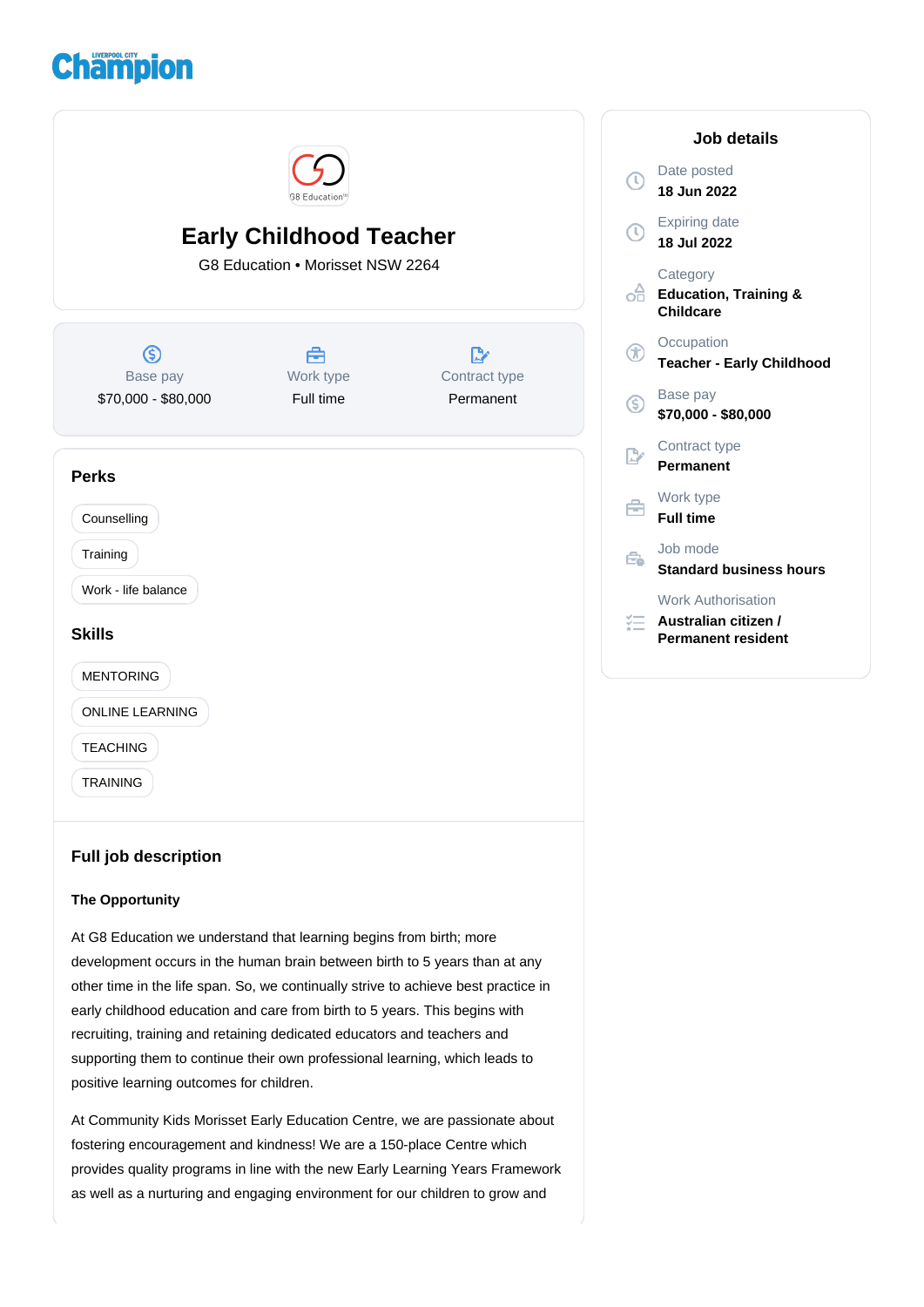# Early Childhood Teacher

G8 Education • Morisset NSW 2264

| Base pay | Work type | Contract type |
|---|---|---|
| $70,000 - $80,000 | Full time | Permanent |

## Perks

- Counselling
- Training
- Work - life balance

## Skills

- MENTORING
- ONLINE LEARNING
- TEACHING
- TRAINING

## Job details

**Date posted**
18 Jun 2022

**Expiring date**
18 Jul 2022

**Category**
Education, Training & Childcare

**Occupation**
Teacher - Early Childhood

**Base pay**
$70,000 - $80,000

**Contract type**
Permanent

**Work type**
Full time

**Job mode**
Standard business hours

**Work Authorisation**
Australian citizen / Permanent resident

## Full job description

### The Opportunity

At G8 Education we understand that learning begins from birth; more development occurs in the human brain between birth to 5 years than at any other time in the life span. So, we continually strive to achieve best practice in early childhood education and care from birth to 5 years. This begins with recruiting, training and retaining dedicated educators and teachers and supporting them to continue their own professional learning, which leads to positive learning outcomes for children.

At Community Kids Morisset Early Education Centre, we are passionate about fostering encouragement and kindness! We are a 150-place Centre which provides quality programs in line with the new Early Learning Years Framework as well as a nurturing and engaging environment for our children to grow and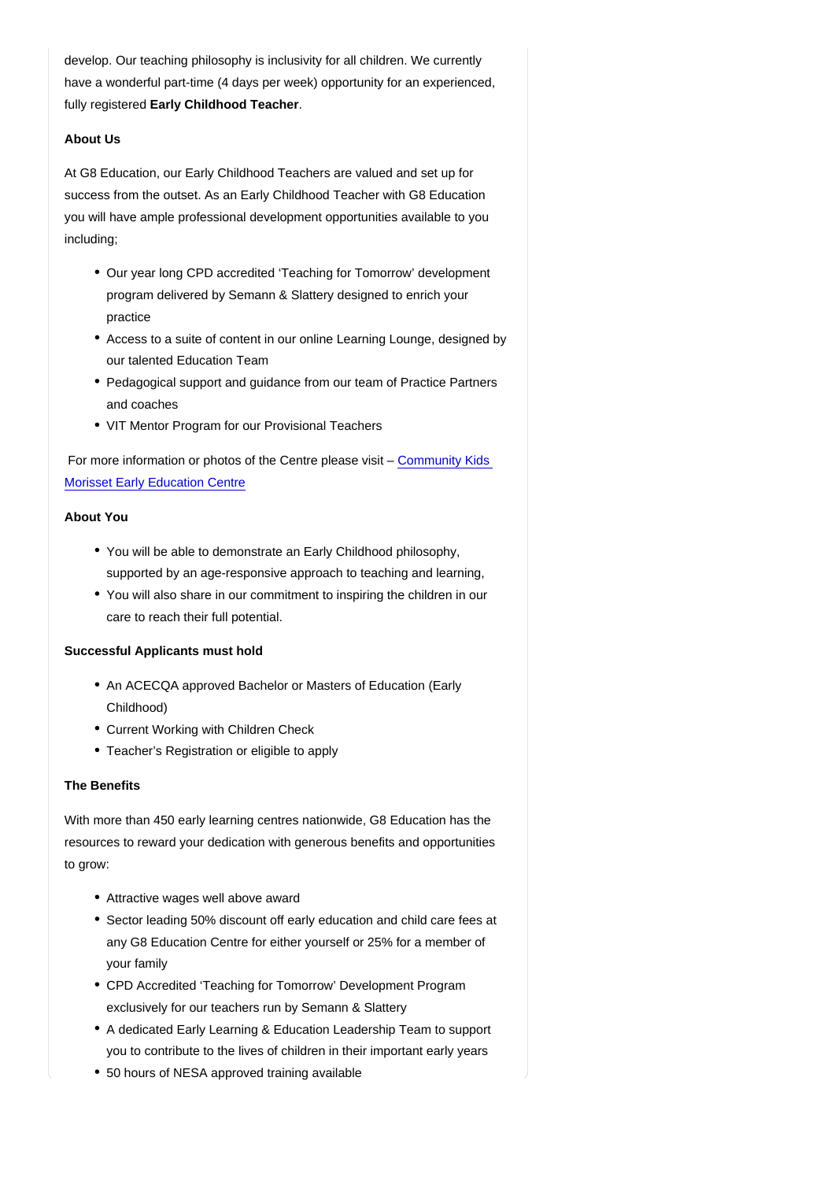develop. Our teaching philosophy is inclusivity for all children. We currently have a wonderful part-time (4 days per week) opportunity for an experienced, fully registered **Early Childhood Teacher**.

**About Us**

At G8 Education, our Early Childhood Teachers are valued and set up for success from the outset. As an Early Childhood Teacher with G8 Education you will have ample professional development opportunities available to you including;

- Our year long CPD accredited 'Teaching for Tomorrow' development program delivered by Semann & Slattery designed to enrich your practice
- Access to a suite of content in our online Learning Lounge, designed by our talented Education Team
- Pedagogical support and guidance from our team of Practice Partners and coaches
- VIT Mentor Program for our Provisional Teachers

For more information or photos of the Centre please visit – [Community Kids Morisset Early Education Centre]

**About You**

- You will be able to demonstrate an Early Childhood philosophy, supported by an age-responsive approach to teaching and learning,
- You will also share in our commitment to inspiring the children in our care to reach their full potential.

**Successful Applicants must hold**

- An ACECQA approved Bachelor or Masters of Education (Early Childhood)
- Current Working with Children Check
- Teacher's Registration or eligible to apply

**The Benefits**

With more than 450 early learning centres nationwide, G8 Education has the resources to reward your dedication with generous benefits and opportunities to grow:

- Attractive wages well above award
- Sector leading 50% discount off early education and child care fees at any G8 Education Centre for either yourself or 25% for a member of your family
- CPD Accredited 'Teaching for Tomorrow' Development Program exclusively for our teachers run by Semann & Slattery
- A dedicated Early Learning & Education Leadership Team to support you to contribute to the lives of children in their important early years
- 50 hours of NESA approved training available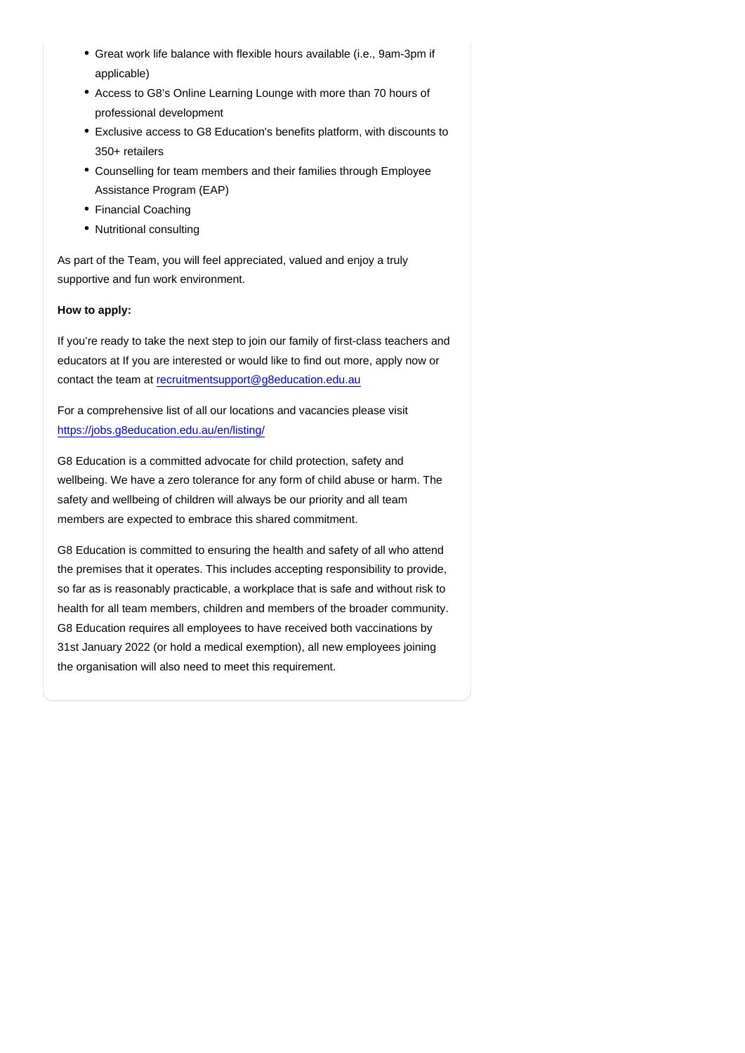- Great work life balance with flexible hours available (i.e., 9am-3pm if applicable)
- Access to G8's Online Learning Lounge with more than 70 hours of professional development
- Exclusive access to G8 Education's benefits platform, with discounts to 350+ retailers
- Counselling for team members and their families through Employee Assistance Program (EAP)
- Financial Coaching
- Nutritional consulting

As part of the Team, you will feel appreciated, valued and enjoy a truly supportive and fun work environment.

**How to apply:**

If you're ready to take the next step to join our family of first-class teachers and educators at If you are interested or would like to find out more, apply now or contact the team at recruitmentsupport@g8education.edu.au

For a comprehensive list of all our locations and vacancies please visit https://jobs.g8education.edu.au/en/listing/

G8 Education is a committed advocate for child protection, safety and wellbeing. We have a zero tolerance for any form of child abuse or harm. The safety and wellbeing of children will always be our priority and all team members are expected to embrace this shared commitment.

G8 Education is committed to ensuring the health and safety of all who attend the premises that it operates. This includes accepting responsibility to provide, so far as is reasonably practicable, a workplace that is safe and without risk to health for all team members, children and members of the broader community. G8 Education requires all employees to have received both vaccinations by 31st January 2022 (or hold a medical exemption), all new employees joining the organisation will also need to meet this requirement.